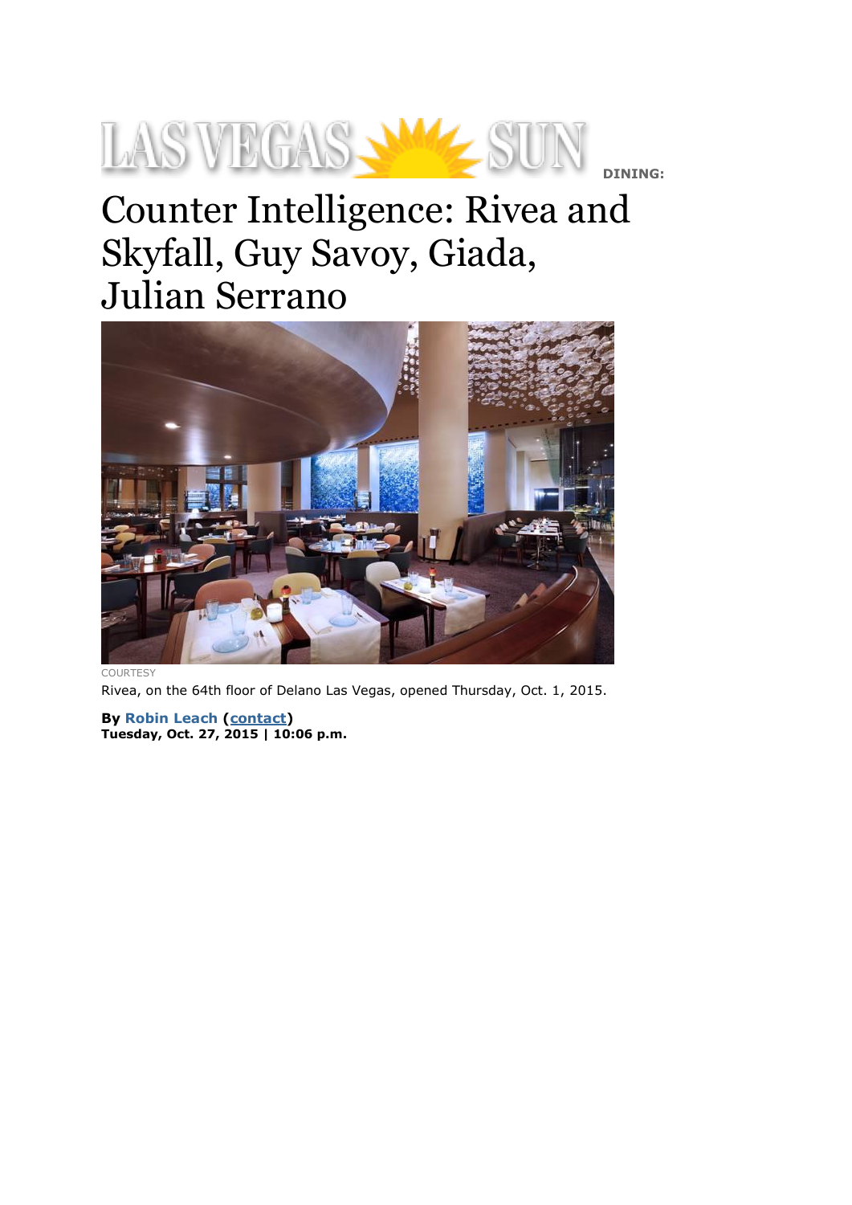LAS VEGAS SUN **DINING:**

# Counter Intelligence: Rivea and Skyfall, Guy Savoy, Giada, Julian Serrano

COURTESY

Rivea, on the 64th floor of Delano Las Vegas, opened Thursday, Oct. 1, 2015.

**By Robin Leach (contact)**
**Tuesday, Oct. 27, 2015 | 10:06 p.m.**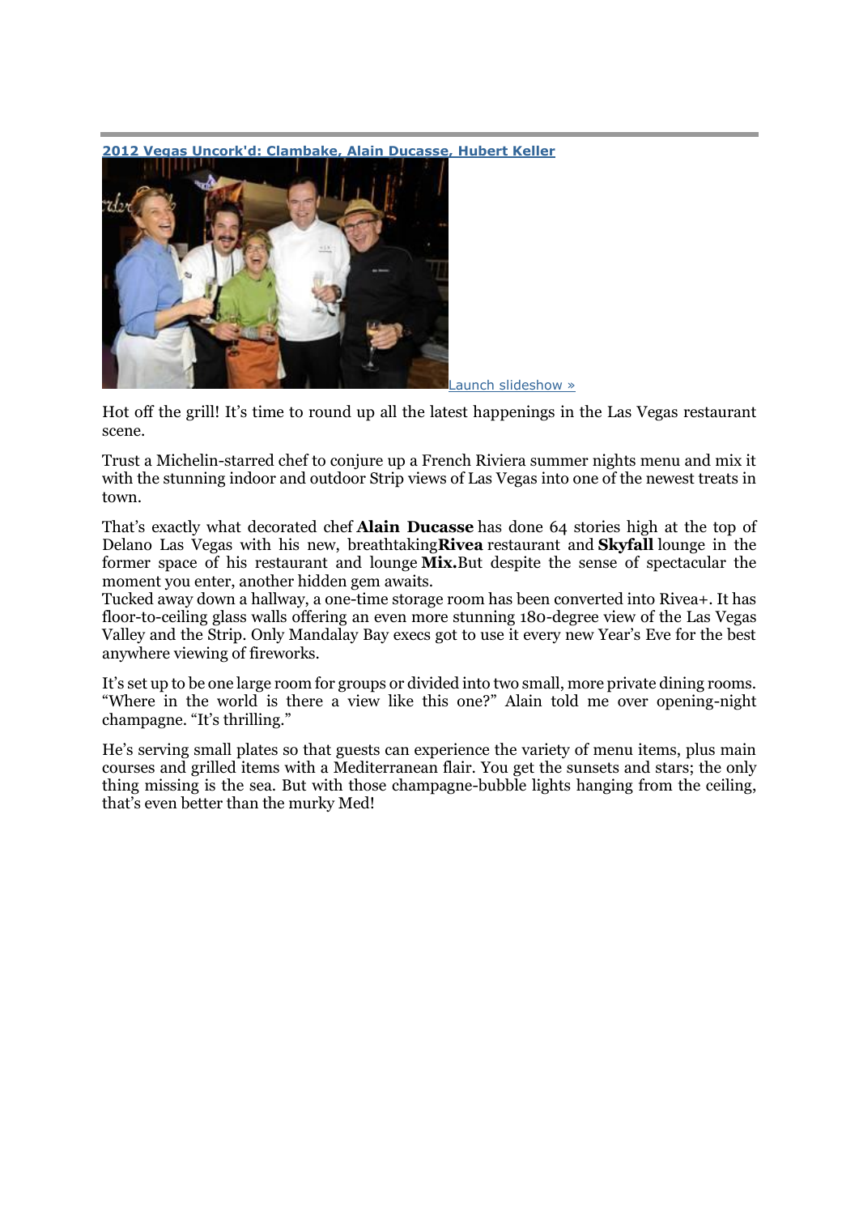**2012 Vegas Uncork'd: Clambake, Alain Ducasse, Hubert Keller**

Launch slideshow »

Hot off the grill! It's time to round up all the latest happenings in the Las Vegas restaurant scene.

Trust a Michelin-starred chef to conjure up a French Riviera summer nights menu and mix it with the stunning indoor and outdoor Strip views of Las Vegas into one of the newest treats in town.

That's exactly what decorated chef **Alain Ducasse** has done 64 stories high at the top of Delano Las Vegas with his new, breathtaking**Rivea** restaurant and **Skyfall** lounge in the former space of his restaurant and lounge **Mix.**But despite the sense of spectacular the moment you enter, another hidden gem awaits.

Tucked away down a hallway, a one-time storage room has been converted into Rivea+. It has floor-to-ceiling glass walls offering an even more stunning 180-degree view of the Las Vegas Valley and the Strip. Only Mandalay Bay execs got to use it every new Year's Eve for the best anywhere viewing of fireworks.

It's set up to be one large room for groups or divided into two small, more private dining rooms. "Where in the world is there a view like this one?" Alain told me over opening-night champagne. "It's thrilling."

He's serving small plates so that guests can experience the variety of menu items, plus main courses and grilled items with a Mediterranean flair. You get the sunsets and stars; the only thing missing is the sea. But with those champagne-bubble lights hanging from the ceiling, that's even better than the murky Med!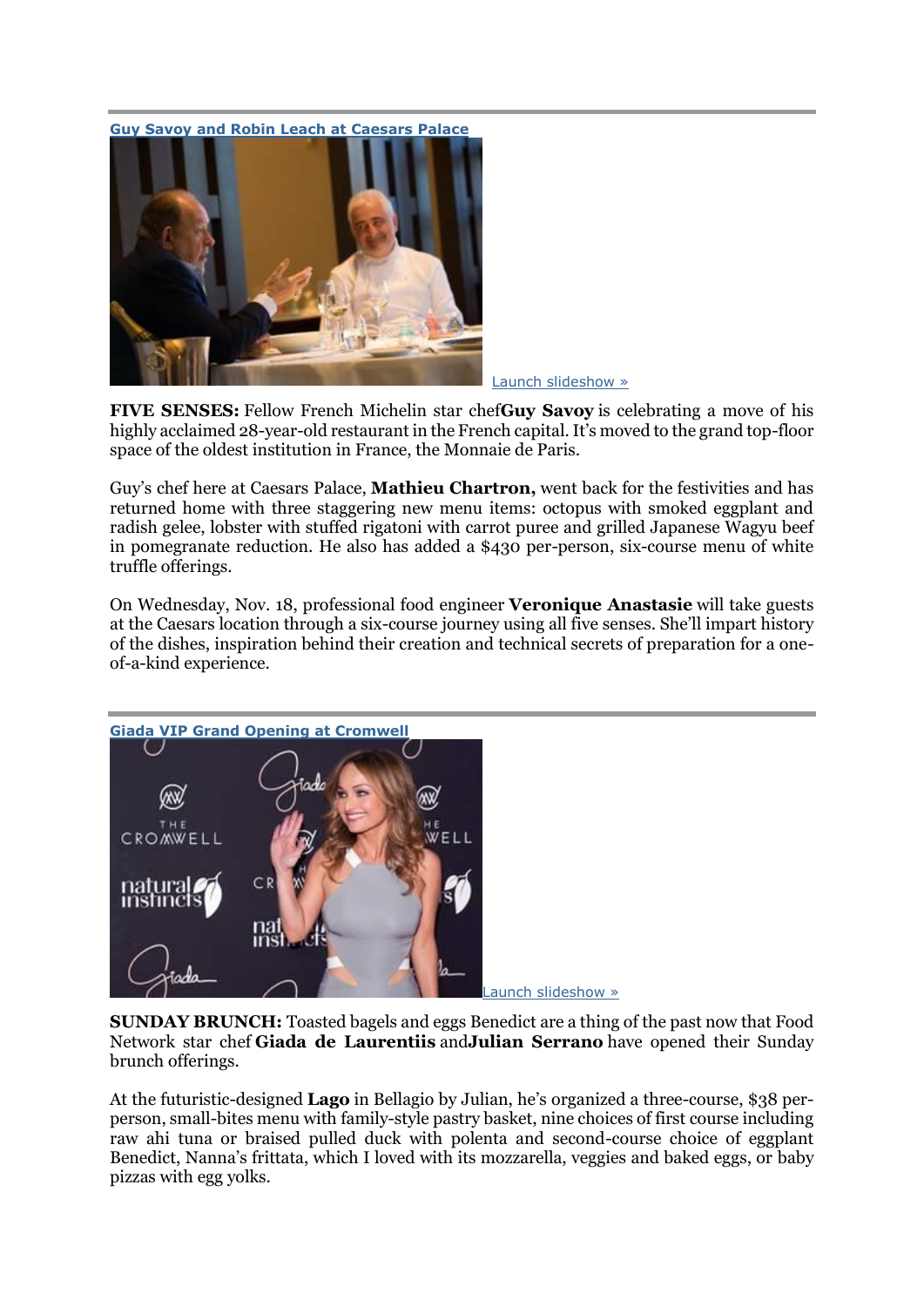**Guy Savoy and Robin Leach at Caesars Palace**

Launch slideshow »

**FIVE SENSES:** Fellow French Michelin star chef **Guy Savoy** is celebrating a move of his highly acclaimed 28-year-old restaurant in the French capital. It's moved to the grand top-floor space of the oldest institution in France, the Monnaie de Paris.

Guy's chef here at Caesars Palace, **Mathieu Chartron,** went back for the festivities and has returned home with three staggering new menu items: octopus with smoked eggplant and radish gelee, lobster with stuffed rigatoni with carrot puree and grilled Japanese Wagyu beef in pomegranate reduction. He also has added a $430 per-person, six-course menu of white truffle offerings.

On Wednesday, Nov. 18, professional food engineer **Veronique Anastasie** will take guests at the Caesars location through a six-course journey using all five senses. She'll impart history of the dishes, inspiration behind their creation and technical secrets of preparation for a one-of-a-kind experience.

**Giada VIP Grand Opening at Cromwell**

Launch slideshow »

**SUNDAY BRUNCH:** Toasted bagels and eggs Benedict are a thing of the past now that Food Network star chef **Giada de Laurentiis** and **Julian Serrano** have opened their Sunday brunch offerings.

At the futuristic-designed **Lago** in Bellagio by Julian, he's organized a three-course, $38 per-person, small-bites menu with family-style pastry basket, nine choices of first course including raw ahi tuna or braised pulled duck with polenta and second-course choice of eggplant Benedict, Nanna's frittata, which I loved with its mozzarella, veggies and baked eggs, or baby pizzas with egg yolks.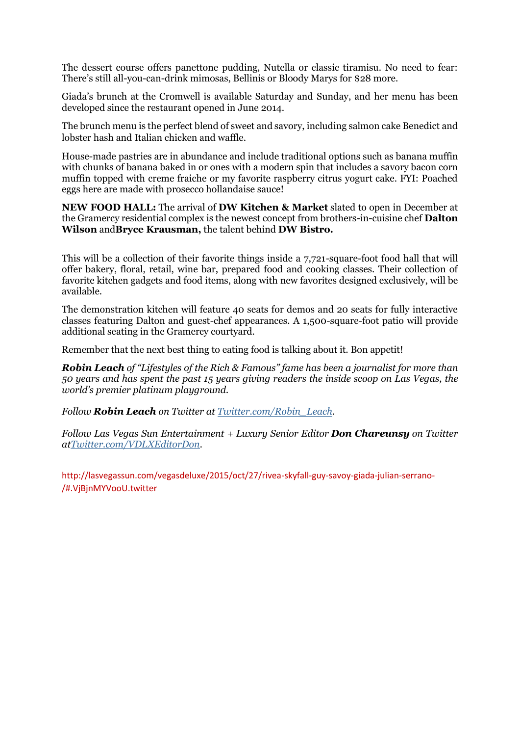The dessert course offers panettone pudding, Nutella or classic tiramisu. No need to fear: There's still all-you-can-drink mimosas, Bellinis or Bloody Marys for $28 more.

Giada's brunch at the Cromwell is available Saturday and Sunday, and her menu has been developed since the restaurant opened in June 2014.

The brunch menu is the perfect blend of sweet and savory, including salmon cake Benedict and lobster hash and Italian chicken and waffle.

House-made pastries are in abundance and include traditional options such as banana muffin with chunks of banana baked in or ones with a modern spin that includes a savory bacon corn muffin topped with creme fraiche or my favorite raspberry citrus yogurt cake. FYI: Poached eggs here are made with prosecco hollandaise sauce!

**NEW FOOD HALL:** The arrival of **DW Kitchen & Market** slated to open in December at the Gramercy residential complex is the newest concept from brothers-in-cuisine chef **Dalton Wilson** and**Bryce Krausman,** the talent behind **DW Bistro.**

This will be a collection of their favorite things inside a 7,721-square-foot food hall that will offer bakery, floral, retail, wine bar, prepared food and cooking classes. Their collection of favorite kitchen gadgets and food items, along with new favorites designed exclusively, will be available.

The demonstration kitchen will feature 40 seats for demos and 20 seats for fully interactive classes featuring Dalton and guest-chef appearances. A 1,500-square-foot patio will provide additional seating in the Gramercy courtyard.

Remember that the next best thing to eating food is talking about it. Bon appetit!

***Robin Leach*** *of "Lifestyles of the Rich & Famous" fame has been a journalist for more than 50 years and has spent the past 15 years giving readers the inside scoop on Las Vegas, the world's premier platinum playground.*

*Follow **Robin Leach** on Twitter at [Twitter.com/Robin_Leach](Twitter.com/Robin_Leach).*

*Follow Las Vegas Sun Entertainment + Luxury Senior Editor **Don Chareunsy** on Twitter at[Twitter.com/VDLXEditorDon](Twitter.com/VDLXEditorDon).*

http://lasvegassun.com/vegasdeluxe/2015/oct/27/rivea-skyfall-guy-savoy-giada-julian-serrano-/#.VjBjnMYVooU.twitter